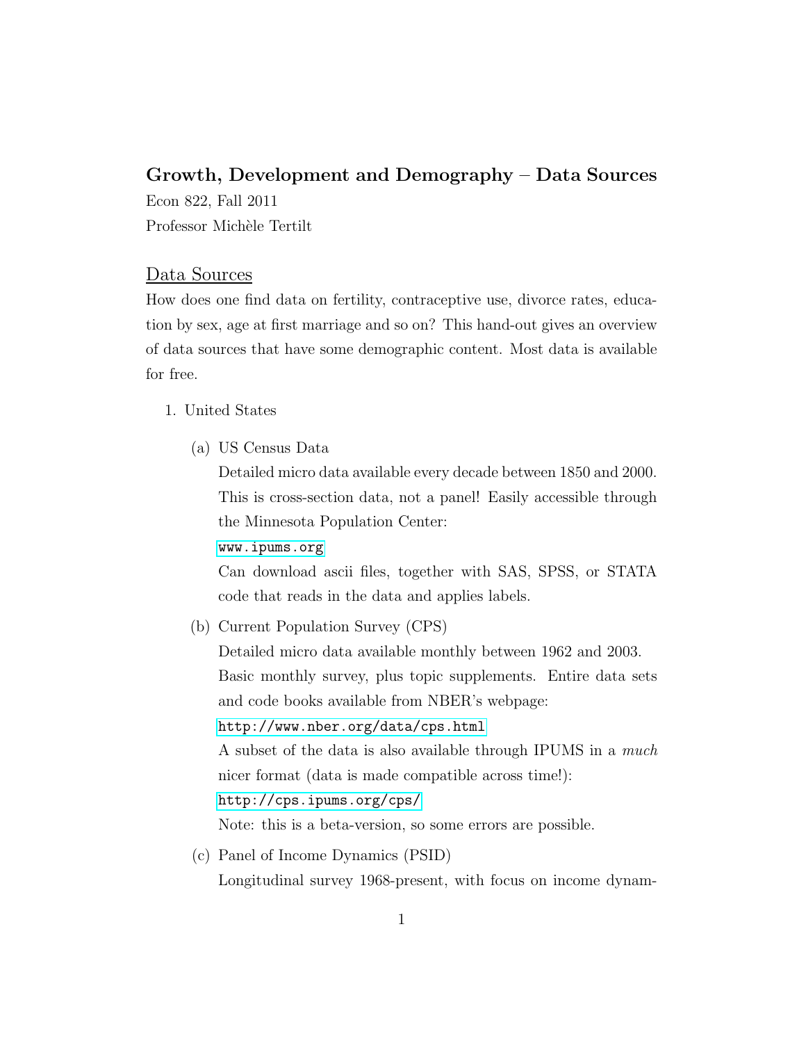**Growth, Development and Demography – Data Sources**

Econ 822, Fall 2011

Professor Michèle Tertilt

## Data Sources

How does one find data on fertility, contraceptive use, divorce rates, education by sex, age at first marriage and so on? This hand-out gives an overview of data sources that have some demographic content. Most data is available for free.

1. United States

   (a) US Census Data

   Detailed micro data available every decade between 1850 and 2000. This is cross-section data, not a panel! Easily accessible through the Minnesota Population Center:

   www.ipums.org

   Can download ascii files, together with SAS, SPSS, or STATA code that reads in the data and applies labels.

   (b) Current Population Survey (CPS)

   Detailed micro data available monthly between 1962 and 2003. Basic monthly survey, plus topic supplements. Entire data sets and code books available from NBER's webpage:

   http://www.nber.org/data/cps.html

   A subset of the data is also available through IPUMS in a *much* nicer format (data is made compatible across time!):

   http://cps.ipums.org/cps/

   Note: this is a beta-version, so some errors are possible.

   (c) Panel of Income Dynamics (PSID)

   Longitudinal survey 1968-present, with focus on income dynam-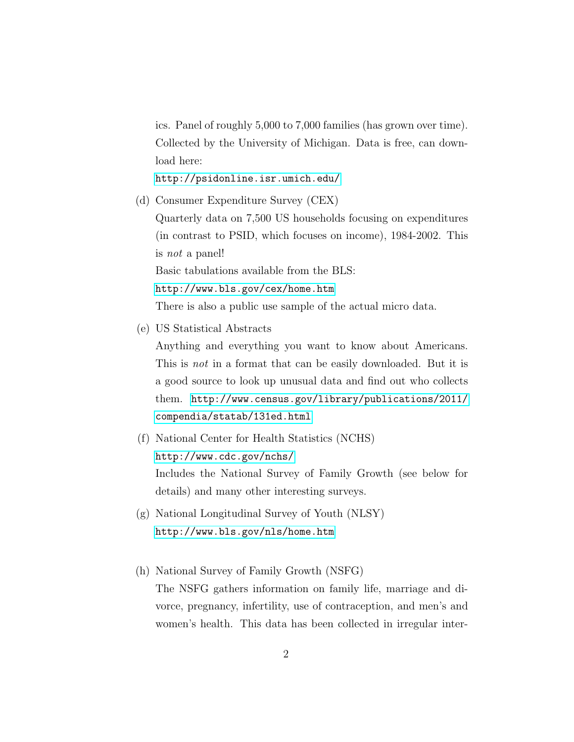ics. Panel of roughly 5,000 to 7,000 families (has grown over time). Collected by the University of Michigan. Data is free, can download here:

http://psidonline.isr.umich.edu/

(d) Consumer Expenditure Survey (CEX)

Quarterly data on 7,500 US households focusing on expenditures (in contrast to PSID, which focuses on income), 1984-2002. This is *not* a panel!

Basic tabulations available from the BLS:

http://www.bls.gov/cex/home.htm

There is also a public use sample of the actual micro data.

(e) US Statistical Abstracts

Anything and everything you want to know about Americans. This is *not* in a format that can be easily downloaded. But it is a good source to look up unusual data and find out who collects them. http://www.census.gov/library/publications/2011/compendia/statab/131ed.html

(f) National Center for Health Statistics (NCHS)

http://www.cdc.gov/nchs/

Includes the National Survey of Family Growth (see below for details) and many other interesting surveys.

(g) National Longitudinal Survey of Youth (NLSY)

http://www.bls.gov/nls/home.htm

(h) National Survey of Family Growth (NSFG)

The NSFG gathers information on family life, marriage and divorce, pregnancy, infertility, use of contraception, and men's and women's health. This data has been collected in irregular inter-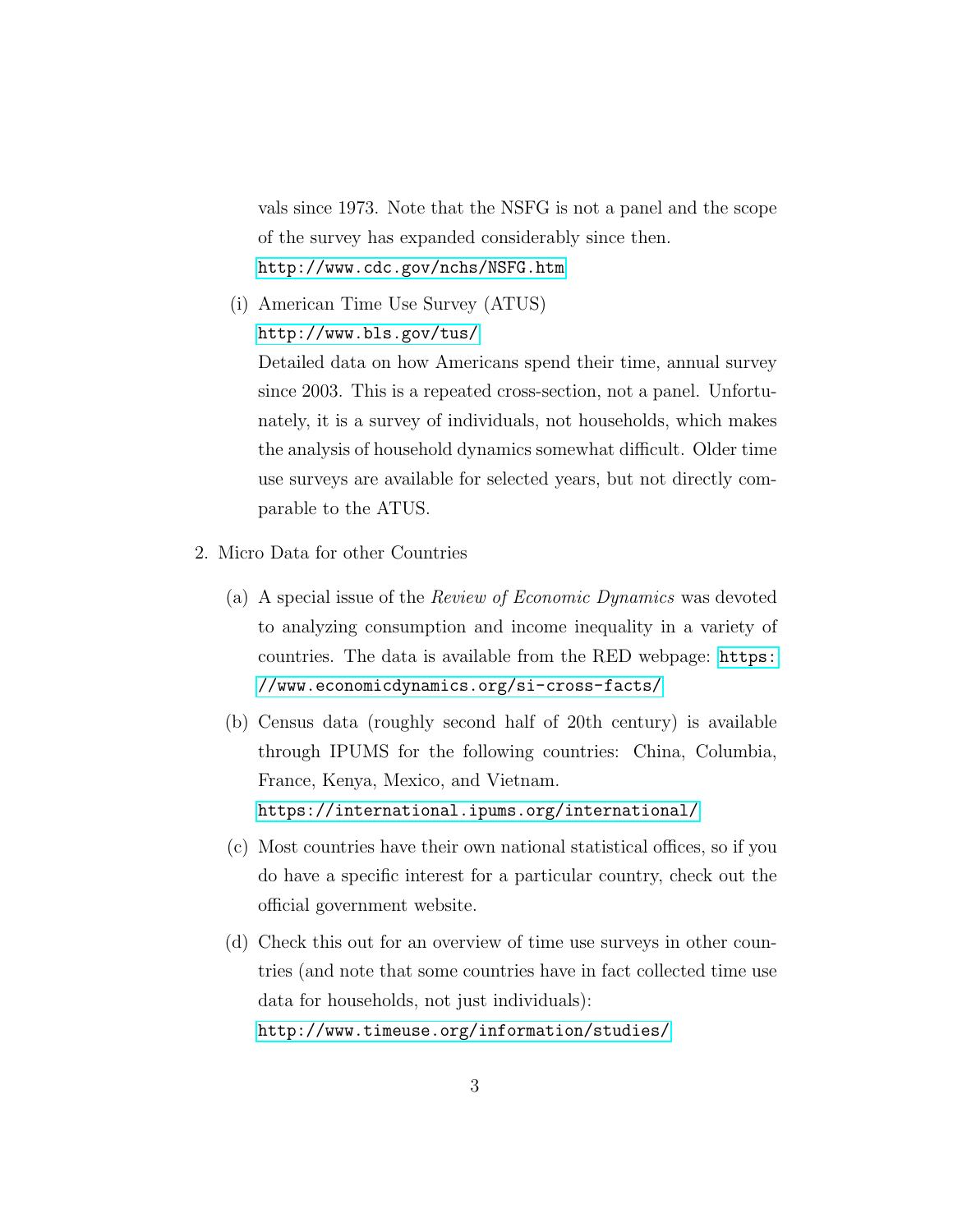vals since 1973. Note that the NSFG is not a panel and the scope of the survey has expanded considerably since then.
http://www.cdc.gov/nchs/NSFG.htm

(i) American Time Use Survey (ATUS)
http://www.bls.gov/tus/
Detailed data on how Americans spend their time, annual survey since 2003. This is a repeated cross-section, not a panel. Unfortunately, it is a survey of individuals, not households, which makes the analysis of household dynamics somewhat difficult. Older time use surveys are available for selected years, but not directly comparable to the ATUS.

2. Micro Data for other Countries

   (a) A special issue of the *Review of Economic Dynamics* was devoted to analyzing consumption and income inequality in a variety of countries. The data is available from the RED webpage: https://www.economicdynamics.org/si-cross-facts/

   (b) Census data (roughly second half of 20th century) is available through IPUMS for the following countries: China, Columbia, France, Kenya, Mexico, and Vietnam.
   https://international.ipums.org/international/

   (c) Most countries have their own national statistical offices, so if you do have a specific interest for a particular country, check out the official government website.

   (d) Check this out for an overview of time use surveys in other countries (and note that some countries have in fact collected time use data for households, not just individuals):
   http://www.timeuse.org/information/studies/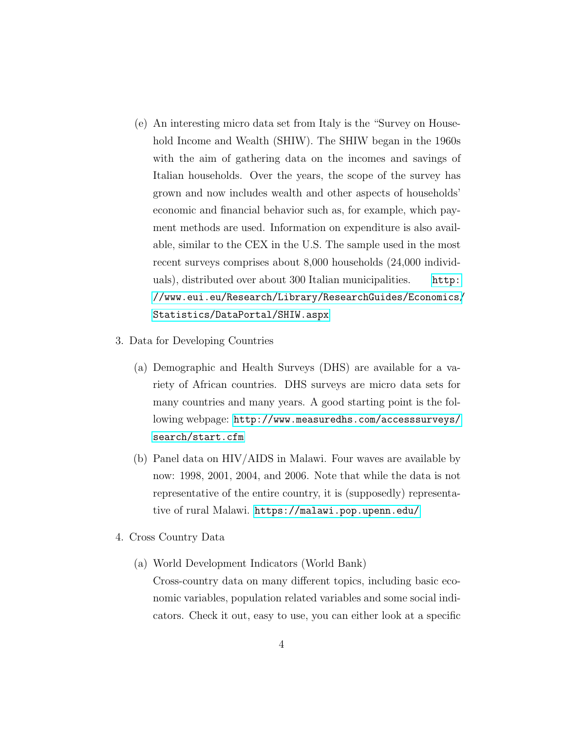(e) An interesting micro data set from Italy is the "Survey on Household Income and Wealth (SHIW). The SHIW began in the 1960s with the aim of gathering data on the incomes and savings of Italian households. Over the years, the scope of the survey has grown and now includes wealth and other aspects of households' economic and financial behavior such as, for example, which payment methods are used. Information on expenditure is also available, similar to the CEX in the U.S. The sample used in the most recent surveys comprises about 8,000 households (24,000 individuals), distributed over about 300 Italian municipalities. http://www.eui.eu/Research/Library/ResearchGuides/Economics/Statistics/DataPortal/SHIW.aspx

3. Data for Developing Countries

   (a) Demographic and Health Surveys (DHS) are available for a variety of African countries. DHS surveys are micro data sets for many countries and many years. A good starting point is the following webpage: http://www.measuredhs.com/accesssurveys/search/start.cfm

   (b) Panel data on HIV/AIDS in Malawi. Four waves are available by now: 1998, 2001, 2004, and 2006. Note that while the data is not representative of the entire country, it is (supposedly) representative of rural Malawi. https://malawi.pop.upenn.edu/

4. Cross Country Data

   (a) World Development Indicators (World Bank)
   Cross-country data on many different topics, including basic economic variables, population related variables and some social indicators. Check it out, easy to use, you can either look at a specific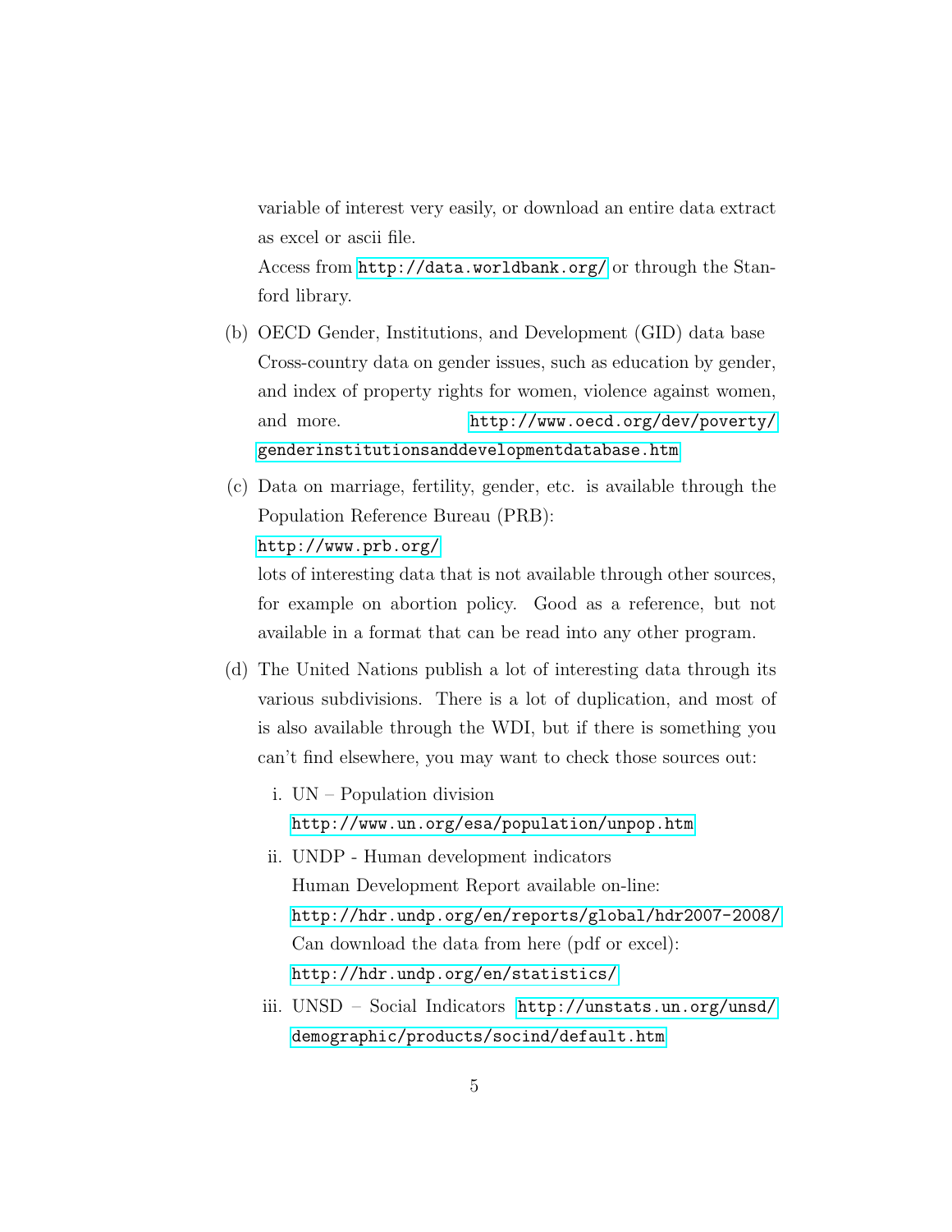variable of interest very easily, or download an entire data extract as excel or ascii file.

Access from http://data.worldbank.org/ or through the Stanford library.

(b) OECD Gender, Institutions, and Development (GID) data base
Cross-country data on gender issues, such as education by gender, and index of property rights for women, violence against women, and more. http://www.oecd.org/dev/poverty/genderinstitutionsanddevelopmentdatabase.htm

(c) Data on marriage, fertility, gender, etc. is available through the Population Reference Bureau (PRB):
http://www.prb.org/
lots of interesting data that is not available through other sources, for example on abortion policy. Good as a reference, but not available in a format that can be read into any other program.

(d) The United Nations publish a lot of interesting data through its various subdivisions. There is a lot of duplication, and most of is also available through the WDI, but if there is something you can't find elsewhere, you may want to check those sources out:

   i. UN – Population division
      http://www.un.org/esa/population/unpop.htm

   ii. UNDP - Human development indicators
       Human Development Report available on-line:
       http://hdr.undp.org/en/reports/global/hdr2007-2008/
       Can download the data from here (pdf or excel):
       http://hdr.undp.org/en/statistics/

   iii. UNSD – Social Indicators http://unstats.un.org/unsd/demographic/products/socind/default.htm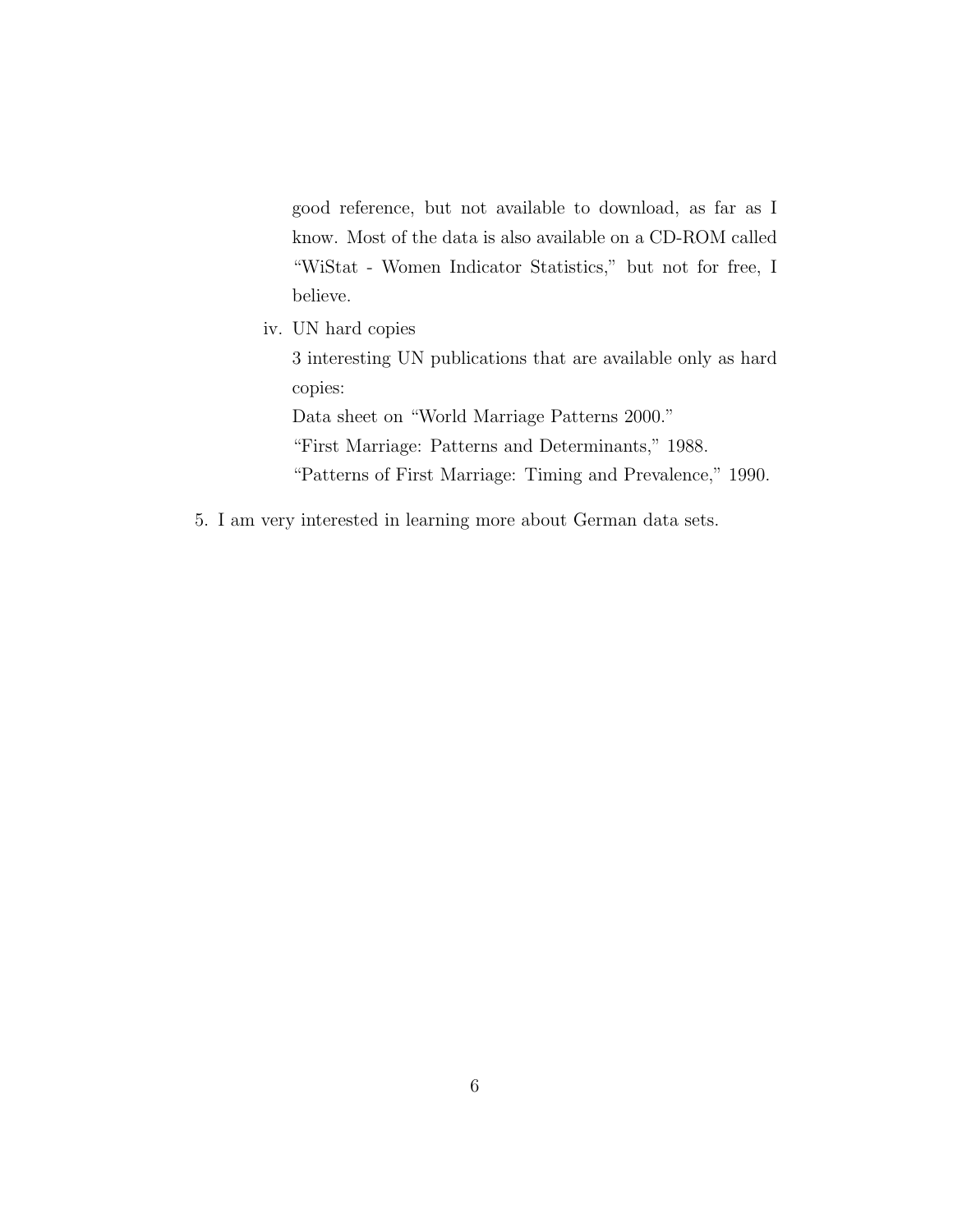good reference, but not available to download, as far as I know. Most of the data is also available on a CD-ROM called "WiStat - Women Indicator Statistics," but not for free, I believe.

   iv. UN hard copies

   3 interesting UN publications that are available only as hard copies:

   Data sheet on "World Marriage Patterns 2000."

   "First Marriage: Patterns and Determinants," 1988.

   "Patterns of First Marriage: Timing and Prevalence," 1990.

5. I am very interested in learning more about German data sets.